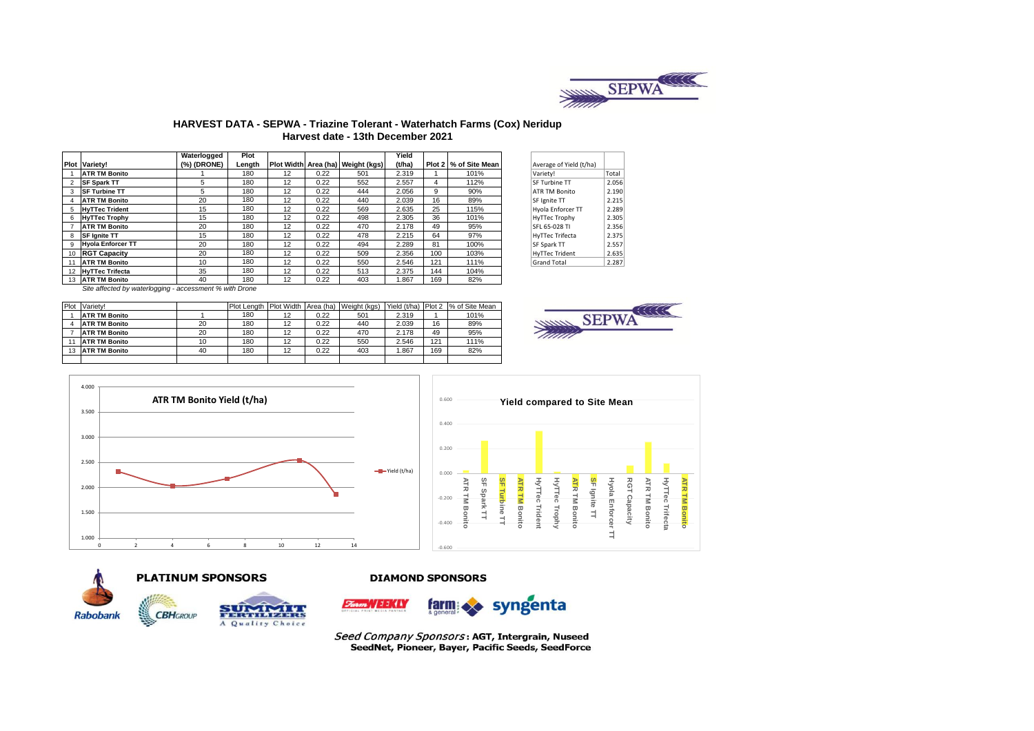# HARVEST DATA - SEPWA - Triazine Tolerant - Waterhatch Farms (Cox) Neridup

## Harvest date - 13th December 2021

| Plot | Variety! | Waterlogged (%) (DRONE) | Plot Length | Plot Width | Area (ha) | Weight (kgs) | Yield (t/ha) | Plot 2 | % of Site Mean |
|---|---|---|---|---|---|---|---|---|---|
| 1 | **ATR TM Bonito** | 1 | 180 | 12 | 0.22 | 501 | 2.319 | 1 | 101% |
| 2 | **SF Spark TT** | 5 | 180 | 12 | 0.22 | 552 | 2.557 | 4 | 112% |
| 3 | **SF Turbine TT** | 5 | 180 | 12 | 0.22 | 444 | 2.056 | 9 | 90% |
| 4 | **ATR TM Bonito** | 20 | 180 | 12 | 0.22 | 440 | 2.039 | 16 | 89% |
| 5 | **HyTTec Trident** | 15 | 180 | 12 | 0.22 | 569 | 2.635 | 25 | 115% |
| 6 | **HyTTec Trophy** | 15 | 180 | 12 | 0.22 | 498 | 2.305 | 36 | 101% |
| 7 | **ATR TM Bonito** | 20 | 180 | 12 | 0.22 | 470 | 2.178 | 49 | 95% |
| 8 | **SF Ignite TT** | 15 | 180 | 12 | 0.22 | 478 | 2.215 | 64 | 97% |
| 9 | **Hyola Enforcer TT** | 20 | 180 | 12 | 0.22 | 494 | 2.289 | 81 | 100% |
| 10 | **RGT Capacity** | 20 | 180 | 12 | 0.22 | 509 | 2.356 | 100 | 103% |
| 11 | **ATR TM Bonito** | 10 | 180 | 12 | 0.22 | 550 | 2.546 | 121 | 111% |
| 12 | **HyTTec Trifecta** | 35 | 180 | 12 | 0.22 | 513 | 2.375 | 144 | 104% |
| 13 | **ATR TM Bonito** | 40 | 180 | 12 | 0.22 | 403 | 1.867 | 169 | 82% |

*Site affected by waterlogging - accessment % with Drone*

| Average of Yield (t/ha) | |
|---|---|
| Variety! | Total |
| SF Turbine TT | 2.056 |
| ATR TM Bonito | 2.190 |
| SF Ignite TT | 2.215 |
| Hyola Enforcer TT | 2.289 |
| HyTTec Trophy | 2.305 |
| SFL 65-028 TI | 2.356 |
| HyTTec Trifecta | 2.375 |
| SF Spark TT | 2.557 |
| HyTTec Trident | 2.635 |
| Grand Total | 2.287 |

| Plot | Variety! | | Plot Length | Plot Width | Area (ha) | Weight (kgs) | Yield (t/ha) | Plot 2 | % of Site Mean |
|---|---|---|---|---|---|---|---|---|---|
| 1 | **ATR TM Bonito** | 1 | 180 | 12 | 0.22 | 501 | 2.319 | 1 | 101% |
| 4 | **ATR TM Bonito** | 20 | 180 | 12 | 0.22 | 440 | 2.039 | 16 | 89% |
| 7 | **ATR TM Bonito** | 20 | 180 | 12 | 0.22 | 470 | 2.178 | 49 | 95% |
| 11 | **ATR TM Bonito** | 10 | 180 | 12 | 0.22 | 550 | 2.546 | 121 | 111% |
| 13 | **ATR TM Bonito** | 40 | 180 | 12 | 0.22 | 403 | 1.867 | 169 | 82% |

**ATR TM Bonito Yield (t/ha)**

**Yield compared to Site Mean**

**PLATINUM SPONSORS**

**DIAMOND SPONSORS**

*Seed Company Sponsors*: **AGT, Intergrain, Nuseed SeedNet, Pioneer, Bayer, Pacific Seeds, SeedForce**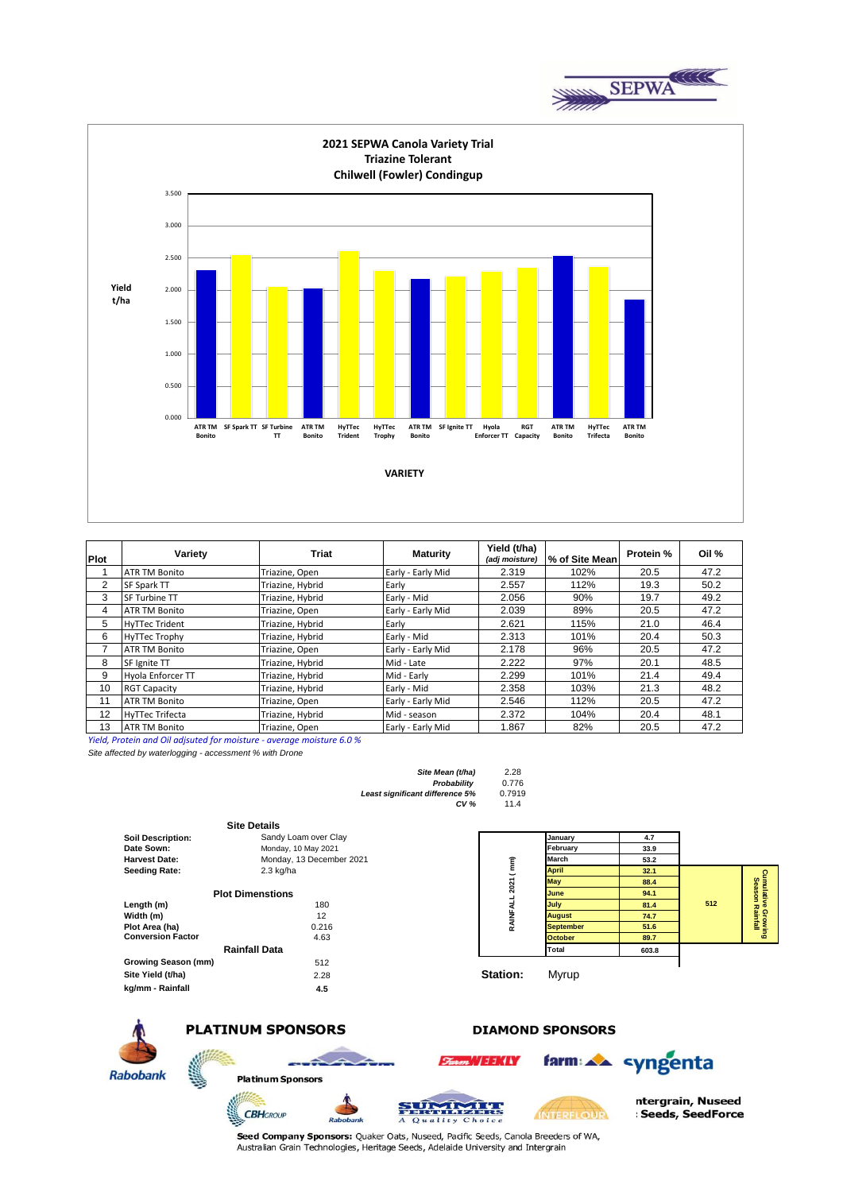# 2021 SEPWA Canola Variety Trial
## Triazine Tolerant
## Chilwell (Fowler) Condingup

| Plot | Variety | Triat | Maturity | Yield (t/ha) *(adj moisture)* | % of Site Mean | Protein % | Oil % |
|---|---|---|---|---|---|---|---|
| 1 | ATR TM Bonito | Triazine, Open | Early - Early Mid | 2.319 | 102% | 20.5 | 47.2 |
| 2 | SF Spark TT | Triazine, Hybrid | Early | 2.557 | 112% | 19.3 | 50.2 |
| 3 | SF Turbine TT | Triazine, Hybrid | Early - Mid | 2.056 | 90% | 19.7 | 49.2 |
| 4 | ATR TM Bonito | Triazine, Open | Early - Early Mid | 2.039 | 89% | 20.5 | 47.2 |
| 5 | HyTTec Trident | Triazine, Hybrid | Early | 2.621 | 115% | 21.0 | 46.4 |
| 6 | HyTTec Trophy | Triazine, Hybrid | Early - Mid | 2.313 | 101% | 20.4 | 50.3 |
| 7 | ATR TM Bonito | Triazine, Open | Early - Early Mid | 2.178 | 96% | 20.5 | 47.2 |
| 8 | SF Ignite TT | Triazine, Hybrid | Mid - Late | 2.222 | 97% | 20.1 | 48.5 |
| 9 | Hyola Enforcer TT | Triazine, Hybrid | Mid - Early | 2.299 | 101% | 21.4 | 49.4 |
| 10 | RGT Capacity | Triazine, Hybrid | Early - Mid | 2.358 | 103% | 21.3 | 48.2 |
| 11 | ATR TM Bonito | Triazine, Open | Early - Early Mid | 2.546 | 112% | 20.5 | 47.2 |
| 12 | HyTTec Trifecta | Triazine, Hybrid | Early - Mid | 2.372 | 104% | 20.4 | 48.1 |
| 13 | ATR TM Bonito | Triazine, Open | Early - Early Mid | 1.867 | 82% | 20.5 | 47.2 |

*Yield, Protein and Oil adjsuted for moisture - average moisture 6.0 %*

*Site affected by waterlogging - accessment % with Drone*

| | |
|---|---|
| *Site Mean (t/ha)* | 2.28 |
| *Probability* | 0.776 |
| *Least significant difference 5%* | 0.7919 |
| *CV %* | 11.4 |

### Site Details

| | |
|---|---|
| **Soil Description:** | Sandy Loam over Clay |
| **Date Sown:** | Monday, 10 May 2021 |
| **Harvest Date:** | Monday, 13 December 2021 |
| **Seeding Rate:** | 2.3 kg/ha |

### Plot Dimenstions

| | |
|---|---|
| **Length (m)** | 180 |
| **Width (m)** | 12 |
| **Plot Area (ha)** | 0.216 |
| **Conversion Factor** | 4.63 |

### Rainfall Data

| | |
|---|---|
| **Growing Season (mm)** | 512 |
| **Site Yield (t/ha)** | 2.28 |
| **kg/mm - Rainfall** | 4.5 |

**RAINFALL 2021 ( mm)**

| Month | Rainfall | Cumulative Growing Season Rainfall |
|---|---|---|
| January | 4.7 | |
| February | 33.9 | |
| March | 53.2 | |
| April | 32.1 | 512 |
| May | 88.4 | |
| June | 94.1 | |
| July | 81.4 | |
| August | 74.7 | |
| September | 51.6 | |
| October | 89.7 | |
| Total | 603.8 | |

**Station:** Myrup

## PLATINUM SPONSORS

Rabobank

Platinum Sponsors

CBH GROUP, Rabobank, Summit Fertilizers, Interflour

## DIAMOND SPONSORS

Farm Weekly, farm:, syngenta

ntergrain, Nuseed
: Seeds, SeedForce

**Seed Company Sponsors:** Quaker Oats, Nuseed, Pacific Seeds, Canola Breeders of WA, Australian Grain Technologies, Heritage Seeds, Adelaide University and Intergrain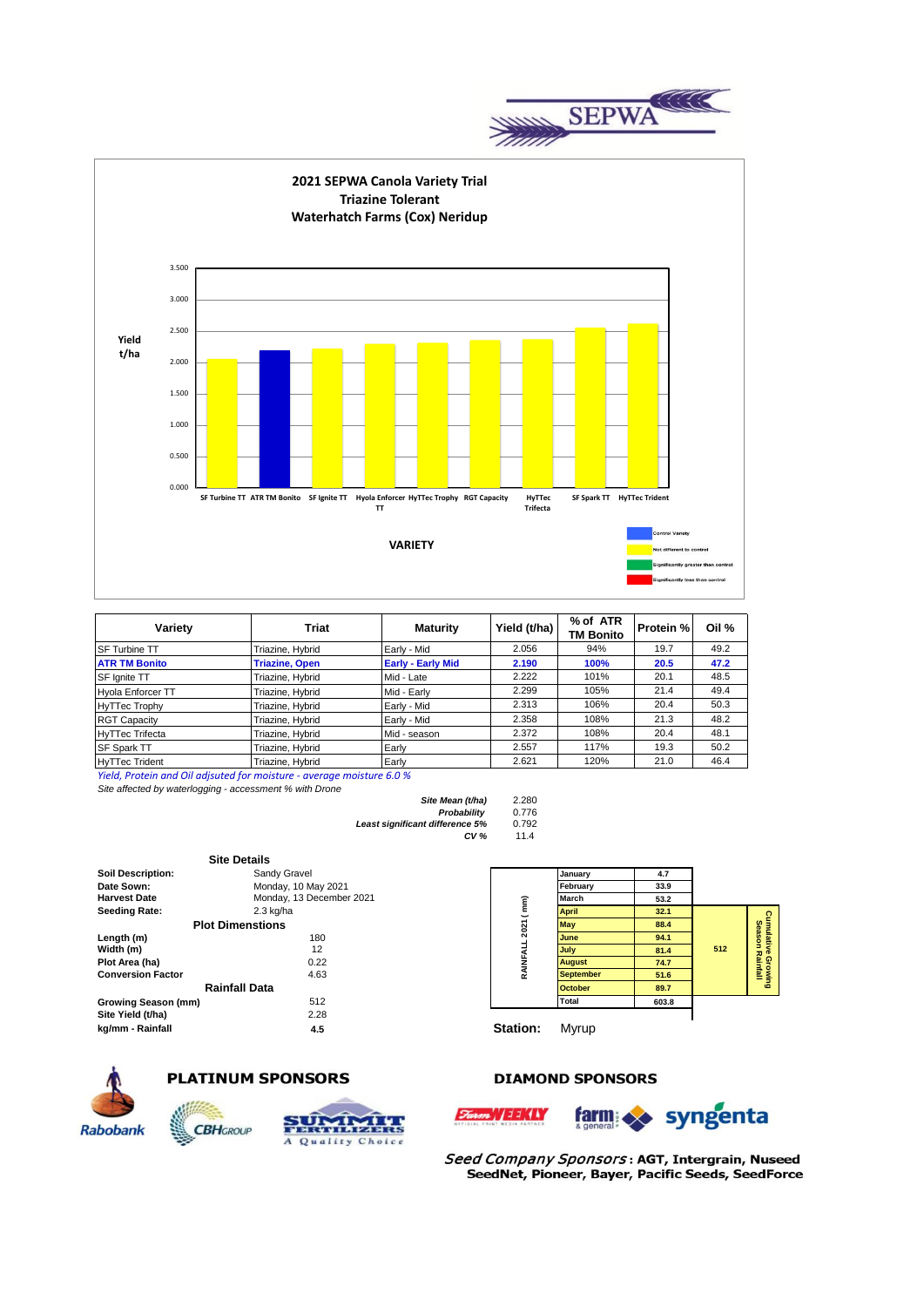SEPWA

## 2021 SEPWA Canola Variety Trial
## Triazine Tolerant
## Waterhatch Farms (Cox) Neridup

Yield t/ha

3.500
3.000
2.500
2.000
1.500
1.000
0.500
0.000

SF Turbine TT
ATR TM Bonito
SF Ignite TT
Hyola Enforcer TT
HyTTec Trophy
RGT Capacity
HyTTec Trifecta
SF Spark TT
HyTTec Trident

VARIETY

Control Variety
Not different to control
Significantly greater than control
Significantly less than control

| Variety | Triat | Maturity | Yield (t/ha) | % of ATR TM Bonito | Protein % | Oil % |
|---|---|---|---|---|---|---|
| SF Turbine TT | Triazine, Hybrid | Early - Mid | 2.056 | 94% | 19.7 | 49.2 |
| **ATR TM Bonito** | **Triazine, Open** | **Early - Early Mid** | **2.190** | **100%** | **20.5** | **47.2** |
| SF Ignite TT | Triazine, Hybrid | Mid - Late | 2.222 | 101% | 20.1 | 48.5 |
| Hyola Enforcer TT | Triazine, Hybrid | Mid - Early | 2.299 | 105% | 21.4 | 49.4 |
| HyTTec Trophy | Triazine, Hybrid | Early - Mid | 2.313 | 106% | 20.4 | 50.3 |
| RGT Capacity | Triazine, Hybrid | Early - Mid | 2.358 | 108% | 21.3 | 48.2 |
| HyTTec Trifecta | Triazine, Hybrid | Mid - season | 2.372 | 108% | 20.4 | 48.1 |
| SF Spark TT | Triazine, Hybrid | Early | 2.557 | 117% | 19.3 | 50.2 |
| HyTTec Trident | Triazine, Hybrid | Early | 2.621 | 120% | 21.0 | 46.4 |

*Yield, Protein and Oil adjsuted for moisture - average moisture 6.0 %*

*Site affected by waterlogging - accessment % with Drone*

| | |
|---|---|
| ***Site Mean (t/ha)*** | 2.280 |
| ***Probability*** | 0.776 |
| ***Least significant difference 5%*** | 0.792 |
| ***CV %*** | 11.4 |

### Site Details

| | |
|---|---|
| **Soil Description:** | Sandy Gravel |
| **Date Sown:** | Monday, 10 May 2021 |
| **Harvest Date** | Monday, 13 December 2021 |
| **Seeding Rate:** | 2.3 kg/ha |

### Plot Dimenstions

| | |
|---|---|
| **Length (m)** | 180 |
| **Width (m)** | 12 |
| **Plot Area (ha)** | 0.22 |
| **Conversion Factor** | 4.63 |

### Rainfall Data

| | |
|---|---|
| **Growing Season (mm)** | 512 |
| **Site Yield (t/ha)** | 2.28 |
| **kg/mm - Rainfall** | 4.5 |

RAINFALL 2021 ( mm)

| Month | Rainfall | Cumulative Growing Season Rainfall |
|---|---|---|
| January | 4.7 | |
| February | 33.9 | |
| March | 53.2 | |
| April | 32.1 | 512 |
| May | 88.4 | |
| June | 94.1 | |
| July | 81.4 | |
| August | 74.7 | |
| September | 51.6 | |
| October | 89.7 | |
| Total | 603.8 | |

**Station:** Myrup

**PLATINUM SPONSORS**

Rabobank, CBH Group, Summit Fertilizers – A Quality Choice

**DIAMOND SPONSORS**

Farm Weekly, farm & general, syngenta

*Seed Company Sponsors* **: AGT, Intergrain, Nuseed SeedNet, Pioneer, Bayer, Pacific Seeds, SeedForce**